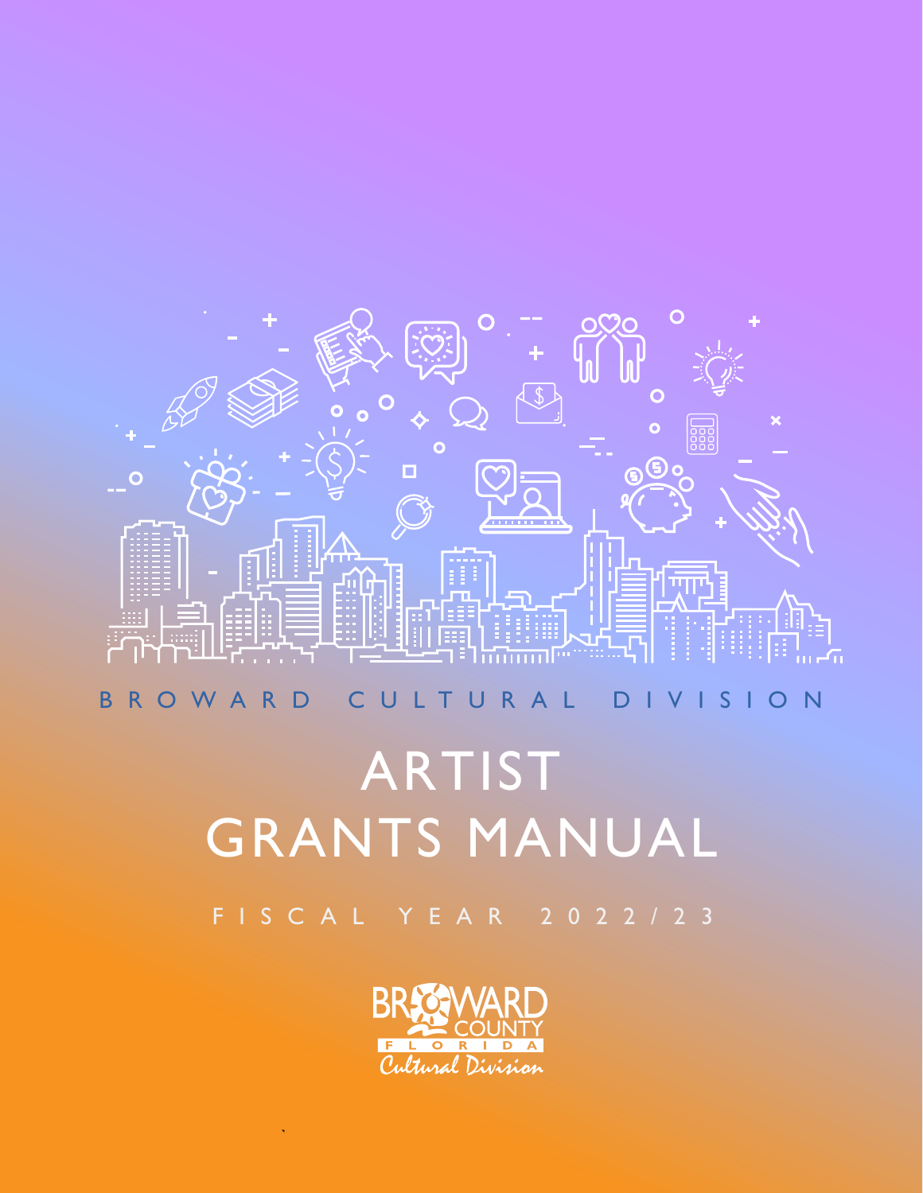BROWARD CULTURAL DIVISION

# ARTIST GRANTS MANUAL

FISCAL YEAR 2022/23

BROWARD COUNTY FLORIDA Cultural Division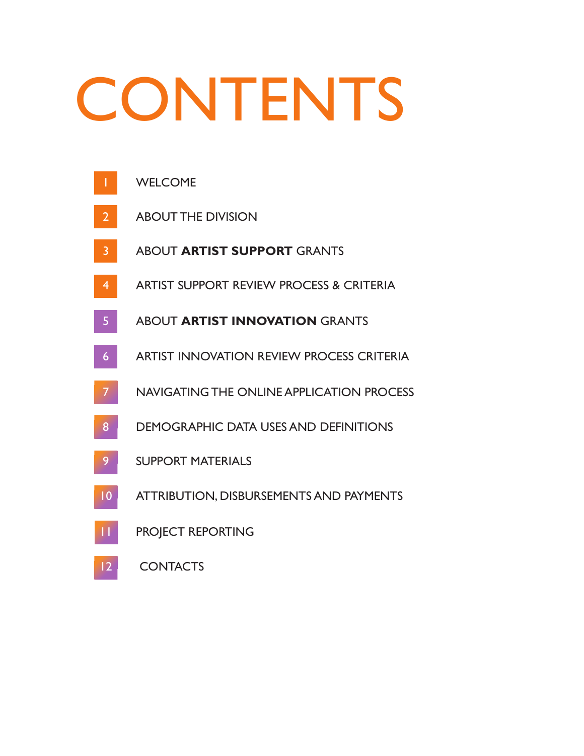# CONTENTS

1. WELCOME
2. ABOUT THE DIVISION
3. ABOUT **ARTIST SUPPORT** GRANTS
4. ARTIST SUPPORT REVIEW PROCESS & CRITERIA
5. ABOUT **ARTIST INNOVATION** GRANTS
6. ARTIST INNOVATION REVIEW PROCESS CRITERIA
7. NAVIGATING THE ONLINE APPLICATION PROCESS
8. DEMOGRAPHIC DATA USES AND DEFINITIONS
9. SUPPORT MATERIALS
10. ATTRIBUTION, DISBURSEMENTS AND PAYMENTS
11. PROJECT REPORTING
12. CONTACTS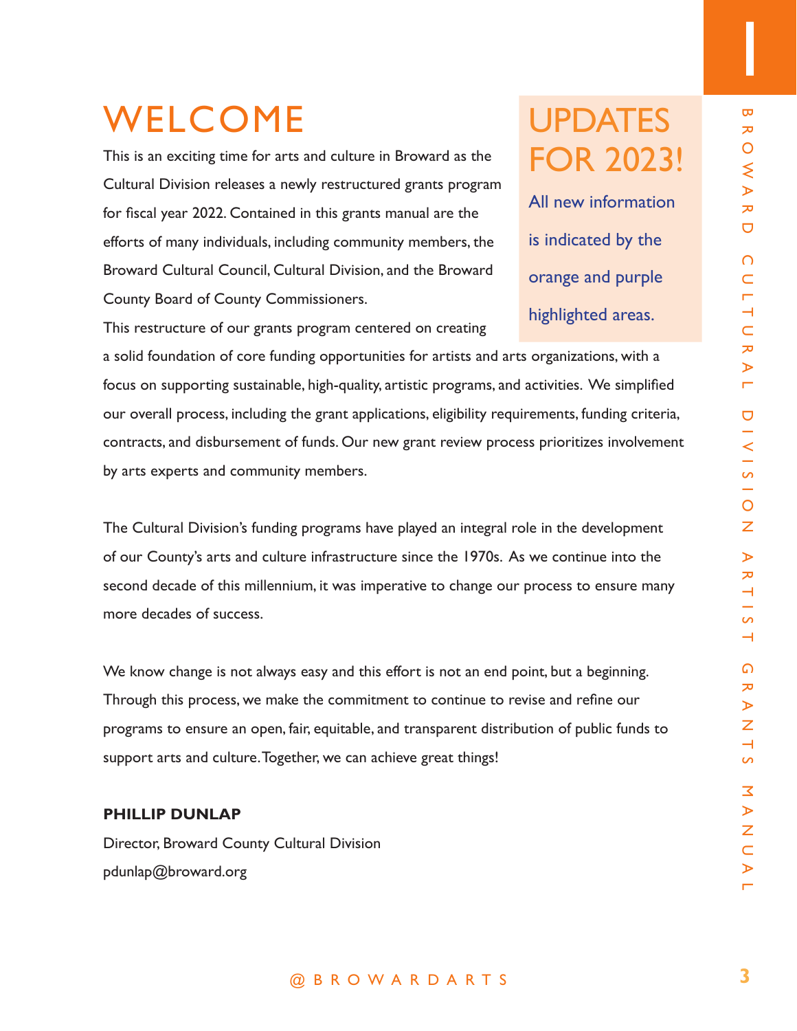# WELCOME

This is an exciting time for arts and culture in Broward as the Cultural Division releases a newly restructured grants program for fiscal year 2022. Contained in this grants manual are the efforts of many individuals, including community members, the Broward Cultural Council, Cultural Division, and the Broward County Board of County Commissioners.

This restructure of our grants program centered on creating a solid foundation of core funding opportunities for artists and arts organizations, with a focus on supporting sustainable, high-quality, artistic programs, and activities. We simplified our overall process, including the grant applications, eligibility requirements, funding criteria, contracts, and disbursement of funds. Our new grant review process prioritizes involvement by arts experts and community members.

## UPDATES FOR 2023!

All new information is indicated by the orange and purple highlighted areas.

The Cultural Division's funding programs have played an integral role in the development of our County's arts and culture infrastructure since the 1970s. As we continue into the second decade of this millennium, it was imperative to change our process to ensure many more decades of success.

We know change is not always easy and this effort is not an end point, but a beginning. Through this process, we make the commitment to continue to revise and refine our programs to ensure an open, fair, equitable, and transparent distribution of public funds to support arts and culture. Together, we can achieve great things!

**PHILLIP DUNLAP**

Director, Broward County Cultural Division

pdunlap@broward.org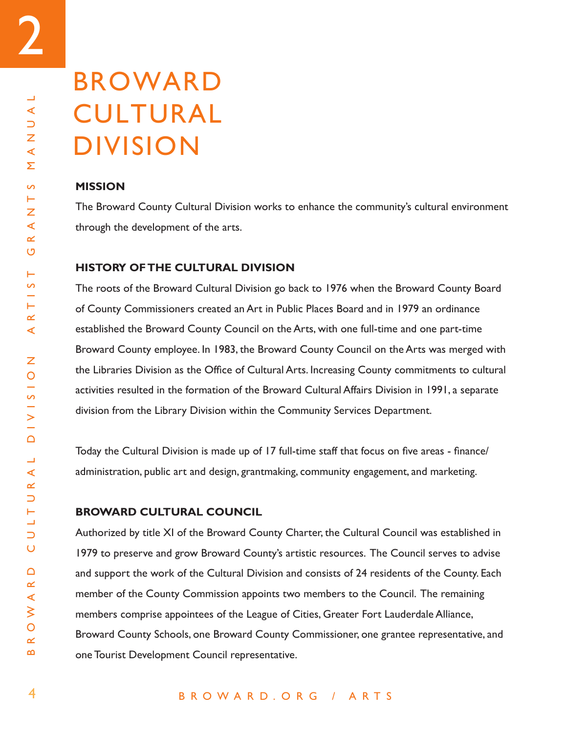# 2

# BROWARD CULTURAL DIVISION

### MISSION

The Broward County Cultural Division works to enhance the community's cultural environment through the development of the arts.

### HISTORY OF THE CULTURAL DIVISION

The roots of the Broward Cultural Division go back to 1976 when the Broward County Board of County Commissioners created an Art in Public Places Board and in 1979 an ordinance established the Broward County Council on the Arts, with one full-time and one part-time Broward County employee. In 1983, the Broward County Council on the Arts was merged with the Libraries Division as the Office of Cultural Arts. Increasing County commitments to cultural activities resulted in the formation of the Broward Cultural Affairs Division in 1991, a separate division from the Library Division within the Community Services Department.

Today the Cultural Division is made up of 17 full-time staff that focus on five areas - finance/administration, public art and design, grantmaking, community engagement, and marketing.

### BROWARD CULTURAL COUNCIL

Authorized by title XI of the Broward County Charter, the Cultural Council was established in 1979 to preserve and grow Broward County's artistic resources. The Council serves to advise and support the work of the Cultural Division and consists of 24 residents of the County. Each member of the County Commission appoints two members to the Council. The remaining members comprise appointees of the League of Cities, Greater Fort Lauderdale Alliance, Broward County Schools, one Broward County Commissioner, one grantee representative, and one Tourist Development Council representative.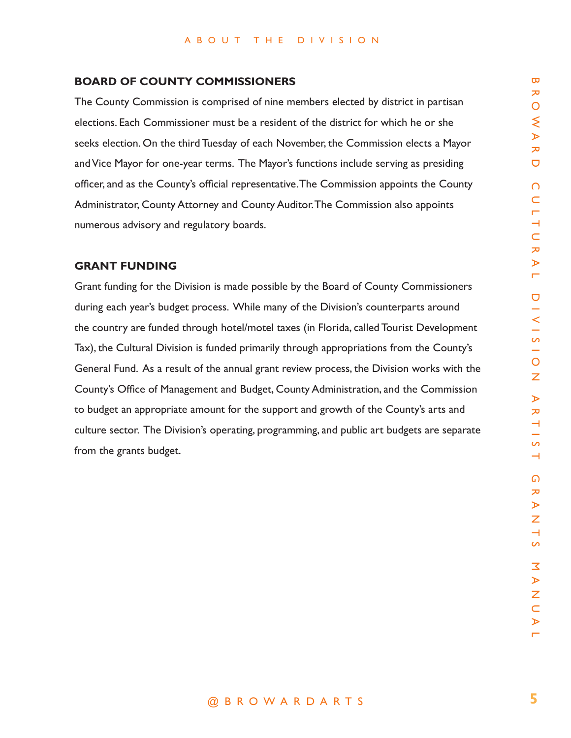## BOARD OF COUNTY COMMISSIONERS

The County Commission is comprised of nine members elected by district in partisan elections. Each Commissioner must be a resident of the district for which he or she seeks election. On the third Tuesday of each November, the Commission elects a Mayor and Vice Mayor for one-year terms. The Mayor's functions include serving as presiding officer, and as the County's official representative. The Commission appoints the County Administrator, County Attorney and County Auditor. The Commission also appoints numerous advisory and regulatory boards.

## GRANT FUNDING

Grant funding for the Division is made possible by the Board of County Commissioners during each year's budget process. While many of the Division's counterparts around the country are funded through hotel/motel taxes (in Florida, called Tourist Development Tax), the Cultural Division is funded primarily through appropriations from the County's General Fund. As a result of the annual grant review process, the Division works with the County's Office of Management and Budget, County Administration, and the Commission to budget an appropriate amount for the support and growth of the County's arts and culture sector. The Division's operating, programming, and public art budgets are separate from the grants budget.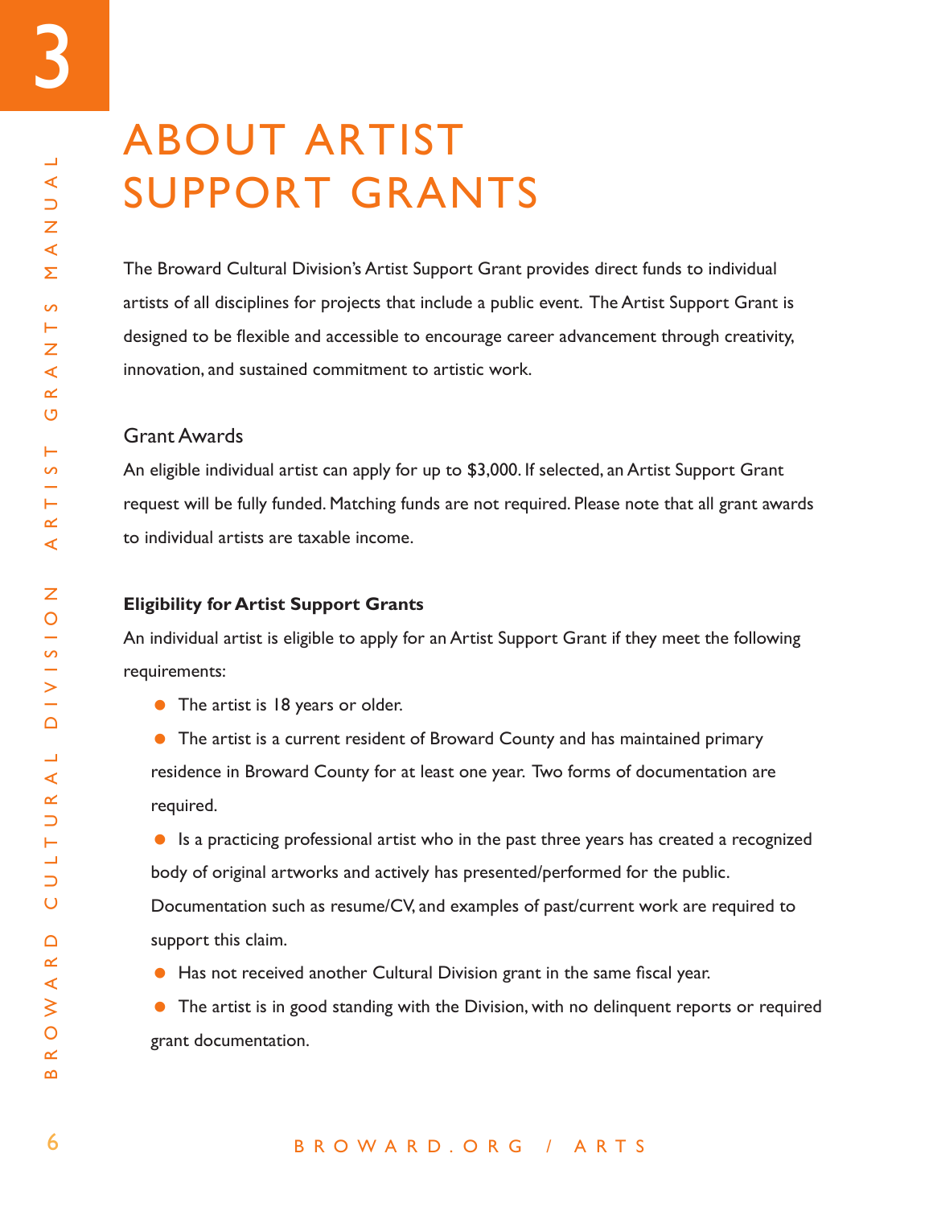# ABOUT ARTIST SUPPORT GRANTS

The Broward Cultural Division's Artist Support Grant provides direct funds to individual artists of all disciplines for projects that include a public event. The Artist Support Grant is designed to be flexible and accessible to encourage career advancement through creativity, innovation, and sustained commitment to artistic work.

## Grant Awards

An eligible individual artist can apply for up to $3,000. If selected, an Artist Support Grant request will be fully funded. Matching funds are not required. Please note that all grant awards to individual artists are taxable income.

### Eligibility for Artist Support Grants

An individual artist is eligible to apply for an Artist Support Grant if they meet the following requirements:

- The artist is 18 years or older.
- The artist is a current resident of Broward County and has maintained primary residence in Broward County for at least one year. Two forms of documentation are required.
- Is a practicing professional artist who in the past three years has created a recognized body of original artworks and actively has presented/performed for the public. Documentation such as resume/CV, and examples of past/current work are required to support this claim.
- Has not received another Cultural Division grant in the same fiscal year.
- The artist is in good standing with the Division, with no delinquent reports or required grant documentation.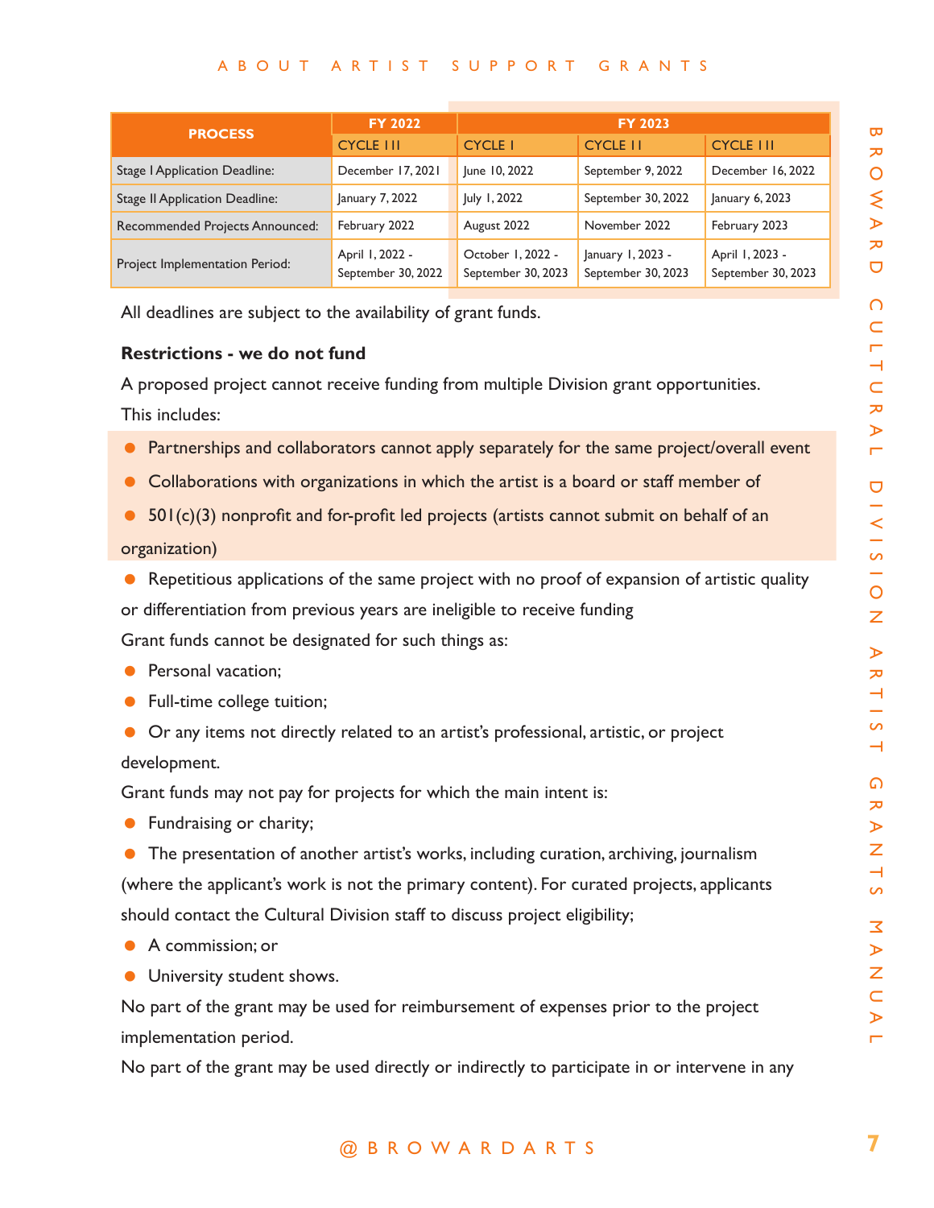| PROCESS | FY 2022 | FY 2023 | | |
|---|---|---|---|---|
| | CYCLE III | CYCLE I | CYCLE II | CYCLE III |
| Stage I Application Deadline: | December 17, 2021 | June 10, 2022 | September 9, 2022 | December 16, 2022 |
| Stage II Application Deadline: | January 7, 2022 | July 1, 2022 | September 30, 2022 | January 6, 2023 |
| Recommended Projects Announced: | February 2022 | August 2022 | November 2022 | February 2023 |
| Project Implementation Period: | April 1, 2022 - September 30, 2022 | October 1, 2022 - September 30, 2023 | January 1, 2023 - September 30, 2023 | April 1, 2023 - September 30, 2023 |

All deadlines are subject to the availability of grant funds.

**Restrictions - we do not fund**

A proposed project cannot receive funding from multiple Division grant opportunities. This includes:

- Partnerships and collaborators cannot apply separately for the same project/overall event
- Collaborations with organizations in which the artist is a board or staff member of
- 501(c)(3) nonprofit and for-profit led projects (artists cannot submit on behalf of an organization)
- Repetitious applications of the same project with no proof of expansion of artistic quality or differentiation from previous years are ineligible to receive funding

Grant funds cannot be designated for such things as:

- Personal vacation;
- Full-time college tuition;
- Or any items not directly related to an artist's professional, artistic, or project development.

Grant funds may not pay for projects for which the main intent is:

- Fundraising or charity;
- The presentation of another artist's works, including curation, archiving, journalism (where the applicant's work is not the primary content). For curated projects, applicants should contact the Cultural Division staff to discuss project eligibility;
- A commission; or
- University student shows.

No part of the grant may be used for reimbursement of expenses prior to the project implementation period.

No part of the grant may be used directly or indirectly to participate in or intervene in any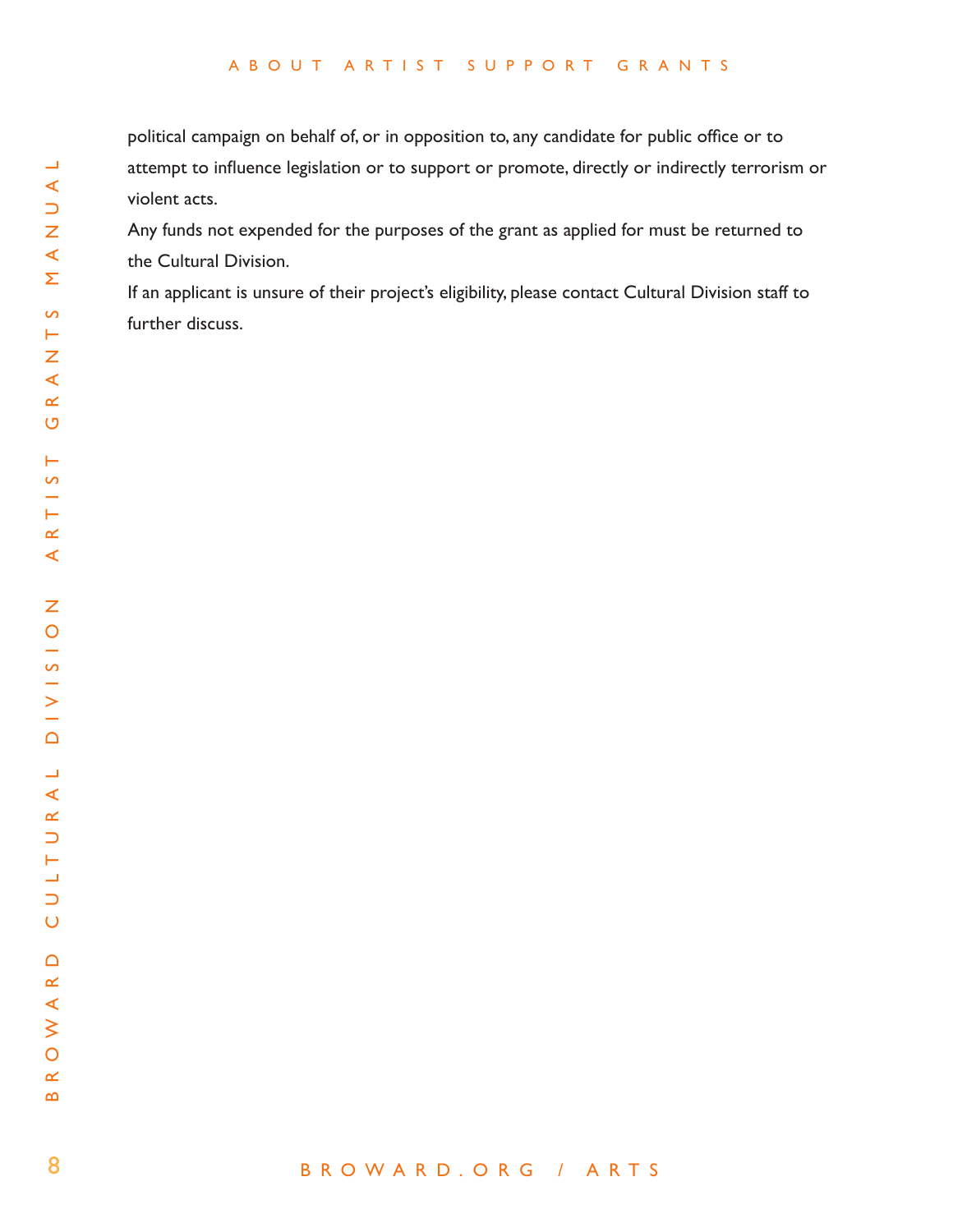political campaign on behalf of, or in opposition to, any candidate for public office or to attempt to influence legislation or to support or promote, directly or indirectly terrorism or violent acts.

Any funds not expended for the purposes of the grant as applied for must be returned to the Cultural Division.

If an applicant is unsure of their project's eligibility, please contact Cultural Division staff to further discuss.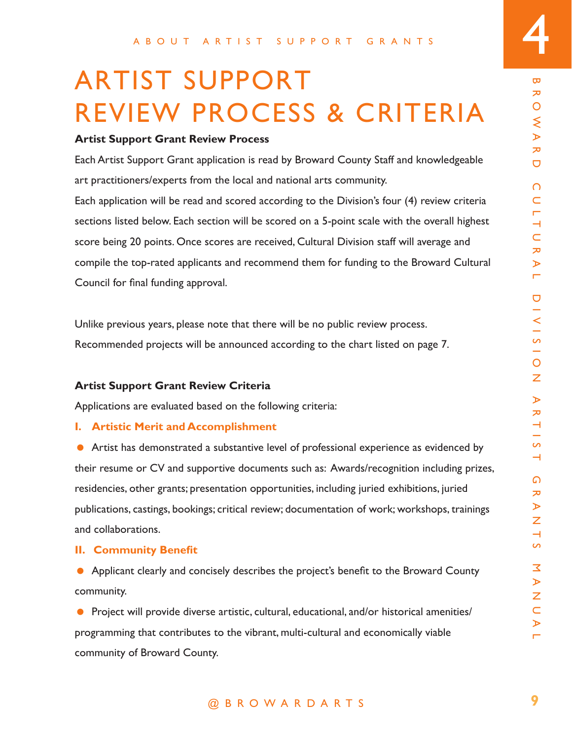ABOUT ARTIST SUPPORT GRANTS

# ARTIST SUPPORT REVIEW PROCESS & CRITERIA

**Artist Support Grant Review Process**

Each Artist Support Grant application is read by Broward County Staff and knowledgeable art practitioners/experts from the local and national arts community.

Each application will be read and scored according to the Division's four (4) review criteria sections listed below. Each section will be scored on a 5-point scale with the overall highest score being 20 points. Once scores are received, Cultural Division staff will average and compile the top-rated applicants and recommend them for funding to the Broward Cultural Council for final funding approval.

Unlike previous years, please note that there will be no public review process. Recommended projects will be announced according to the chart listed on page 7.

**Artist Support Grant Review Criteria**

Applications are evaluated based on the following criteria:

**I. Artistic Merit and Accomplishment**

- Artist has demonstrated a substantive level of professional experience as evidenced by their resume or CV and supportive documents such as: Awards/recognition including prizes, residencies, other grants; presentation opportunities, including juried exhibitions, juried publications, castings, bookings; critical review; documentation of work; workshops, trainings and collaborations.

**II. Community Benefit**

- Applicant clearly and concisely describes the project's benefit to the Broward County community.
- Project will provide diverse artistic, cultural, educational, and/or historical amenities/ programming that contributes to the vibrant, multi-cultural and economically viable community of Broward County.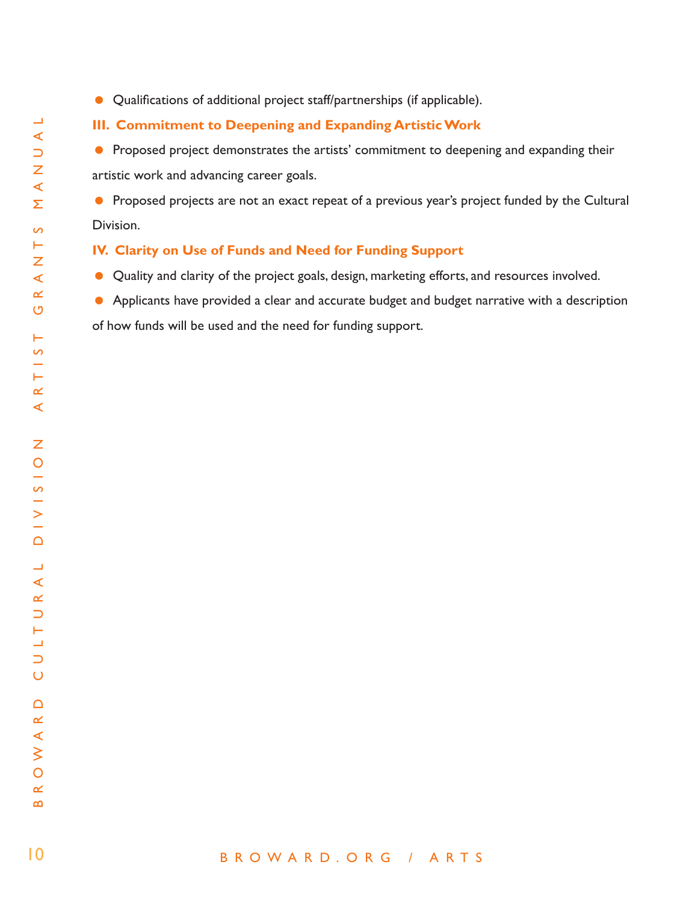- Qualifications of additional project staff/partnerships (if applicable).

### III. Commitment to Deepening and Expanding Artistic Work

- Proposed project demonstrates the artists' commitment to deepening and expanding their artistic work and advancing career goals.
- Proposed projects are not an exact repeat of a previous year's project funded by the Cultural Division.

### IV. Clarity on Use of Funds and Need for Funding Support

- Quality and clarity of the project goals, design, marketing efforts, and resources involved.
- Applicants have provided a clear and accurate budget and budget narrative with a description of how funds will be used and the need for funding support.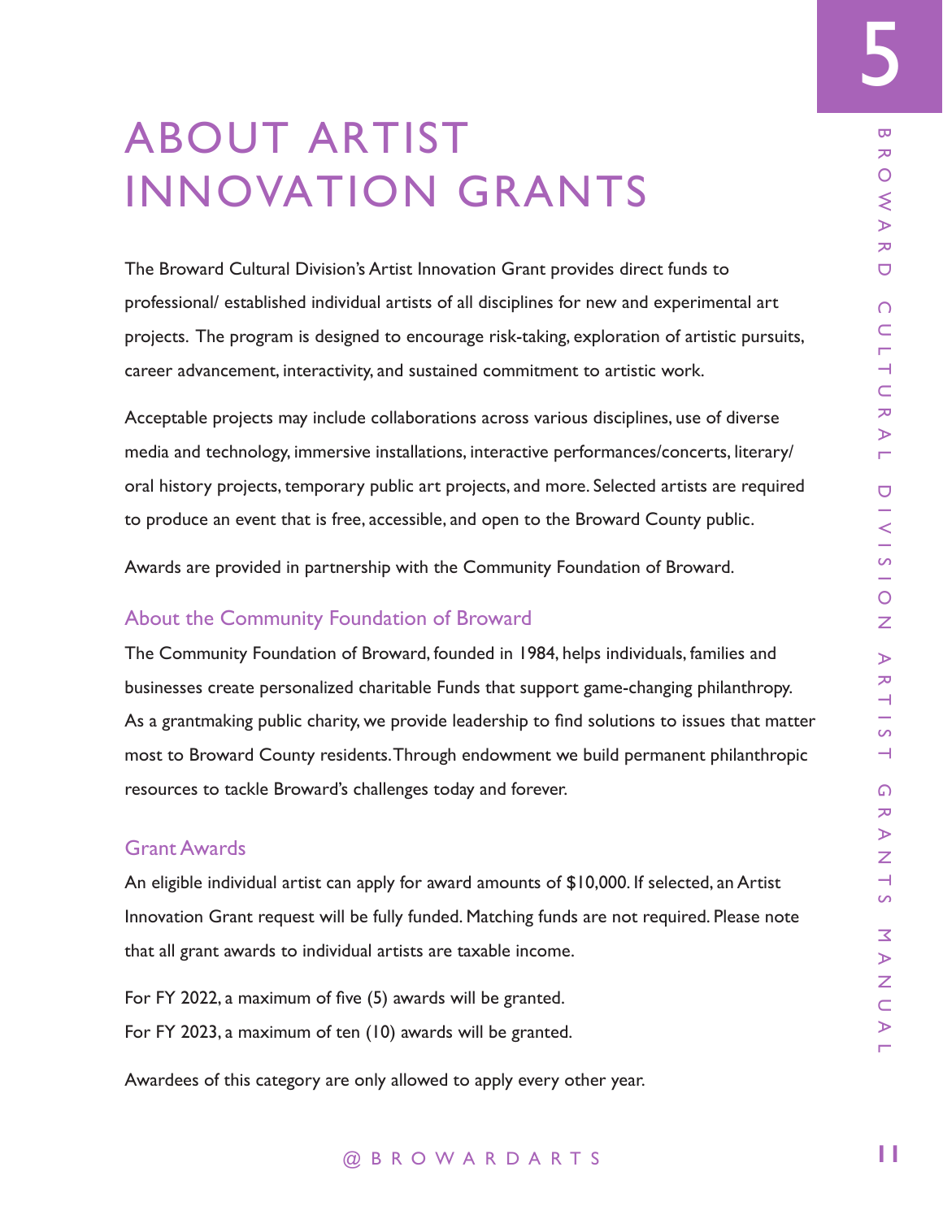# ABOUT ARTIST INNOVATION GRANTS

The Broward Cultural Division's Artist Innovation Grant provides direct funds to professional/ established individual artists of all disciplines for new and experimental art projects. The program is designed to encourage risk-taking, exploration of artistic pursuits, career advancement, interactivity, and sustained commitment to artistic work.

Acceptable projects may include collaborations across various disciplines, use of diverse media and technology, immersive installations, interactive performances/concerts, literary/ oral history projects, temporary public art projects, and more. Selected artists are required to produce an event that is free, accessible, and open to the Broward County public.

Awards are provided in partnership with the Community Foundation of Broward.

## About the Community Foundation of Broward

The Community Foundation of Broward, founded in 1984, helps individuals, families and businesses create personalized charitable Funds that support game-changing philanthropy. As a grantmaking public charity, we provide leadership to find solutions to issues that matter most to Broward County residents. Through endowment we build permanent philanthropic resources to tackle Broward's challenges today and forever.

## Grant Awards

An eligible individual artist can apply for award amounts of $10,000. If selected, an Artist Innovation Grant request will be fully funded. Matching funds are not required. Please note that all grant awards to individual artists are taxable income.

For FY 2022, a maximum of five (5) awards will be granted.
For FY 2023, a maximum of ten (10) awards will be granted.

Awardees of this category are only allowed to apply every other year.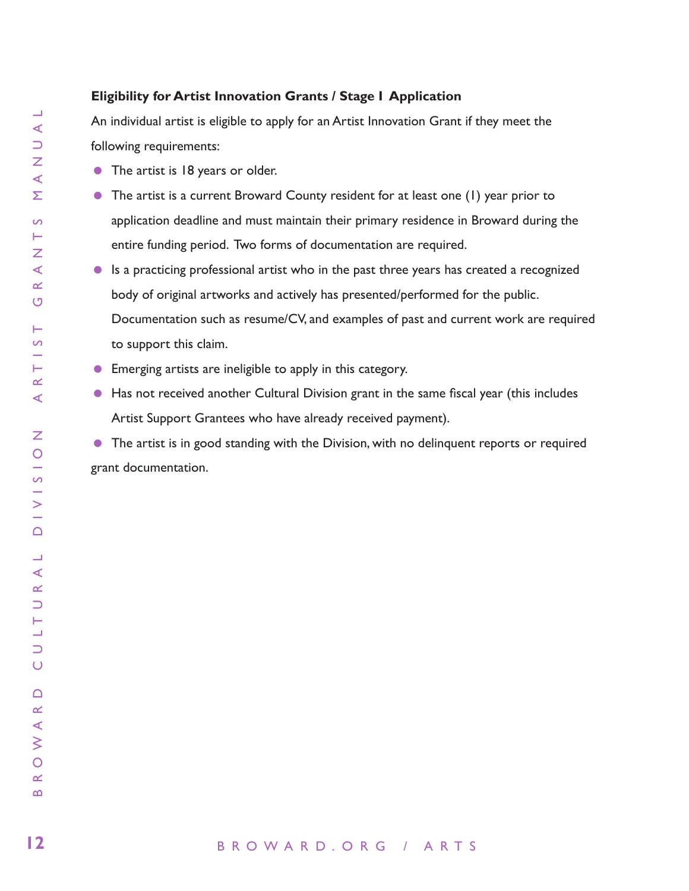**Eligibility for Artist Innovation Grants / Stage 1 Application**

An individual artist is eligible to apply for an Artist Innovation Grant if they meet the following requirements:

- The artist is 18 years or older.
- The artist is a current Broward County resident for at least one (1) year prior to application deadline and must maintain their primary residence in Broward during the entire funding period. Two forms of documentation are required.
- Is a practicing professional artist who in the past three years has created a recognized body of original artworks and actively has presented/performed for the public. Documentation such as resume/CV, and examples of past and current work are required to support this claim.
- Emerging artists are ineligible to apply in this category.
- Has not received another Cultural Division grant in the same fiscal year (this includes Artist Support Grantees who have already received payment).
- The artist is in good standing with the Division, with no delinquent reports or required grant documentation.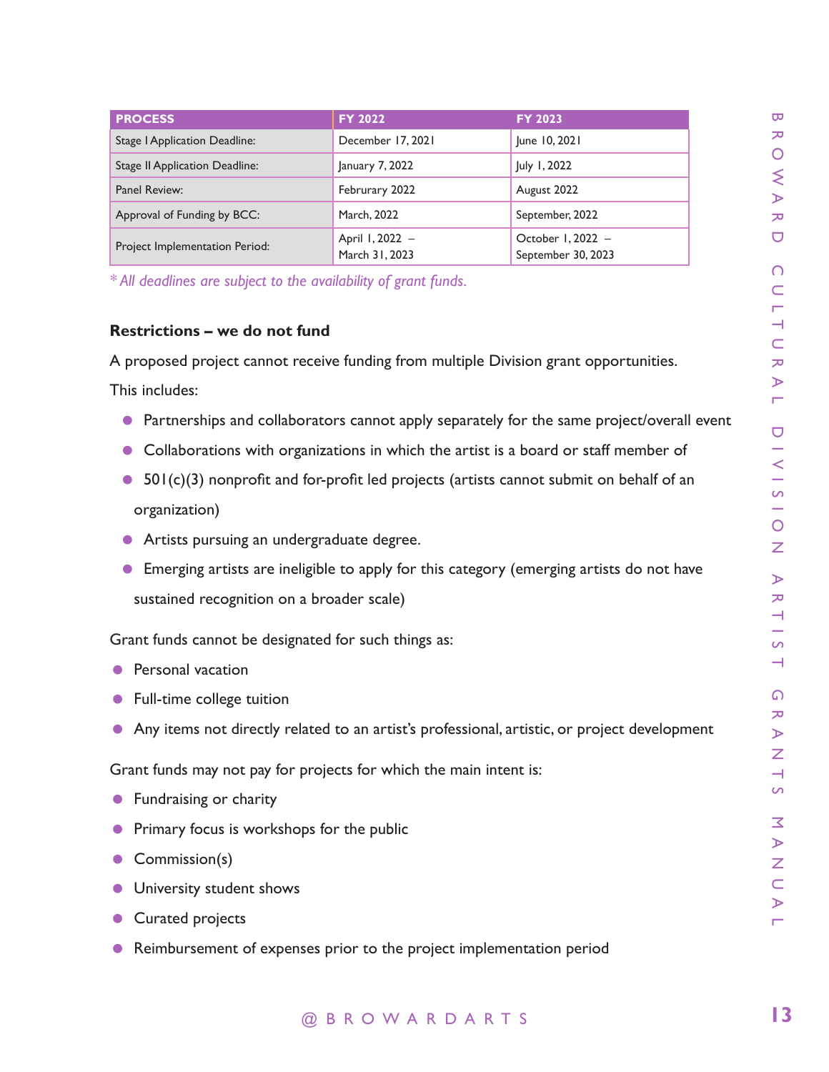| PROCESS | FY 2022 | FY 2023 |
|---|---|---|
| Stage I Application Deadline: | December 17, 2021 | June 10, 2021 |
| Stage II Application Deadline: | January 7, 2022 | July 1, 2022 |
| Panel Review: | Februrary 2022 | August 2022 |
| Approval of Funding by BCC: | March, 2022 | September, 2022 |
| Project Implementation Period: | April 1, 2022 – March 31, 2023 | October 1, 2022 – September 30, 2023 |

*\* All deadlines are subject to the availability of grant funds.*

**Restrictions – we do not fund**

A proposed project cannot receive funding from multiple Division grant opportunities. This includes:

- Partnerships and collaborators cannot apply separately for the same project/overall event
- Collaborations with organizations in which the artist is a board or staff member of
- 501(c)(3) nonprofit and for-profit led projects (artists cannot submit on behalf of an organization)
- Artists pursuing an undergraduate degree.
- Emerging artists are ineligible to apply for this category (emerging artists do not have sustained recognition on a broader scale)

Grant funds cannot be designated for such things as:

- Personal vacation
- Full-time college tuition
- Any items not directly related to an artist's professional, artistic, or project development

Grant funds may not pay for projects for which the main intent is:

- Fundraising or charity
- Primary focus is workshops for the public
- Commission(s)
- University student shows
- Curated projects
- Reimbursement of expenses prior to the project implementation period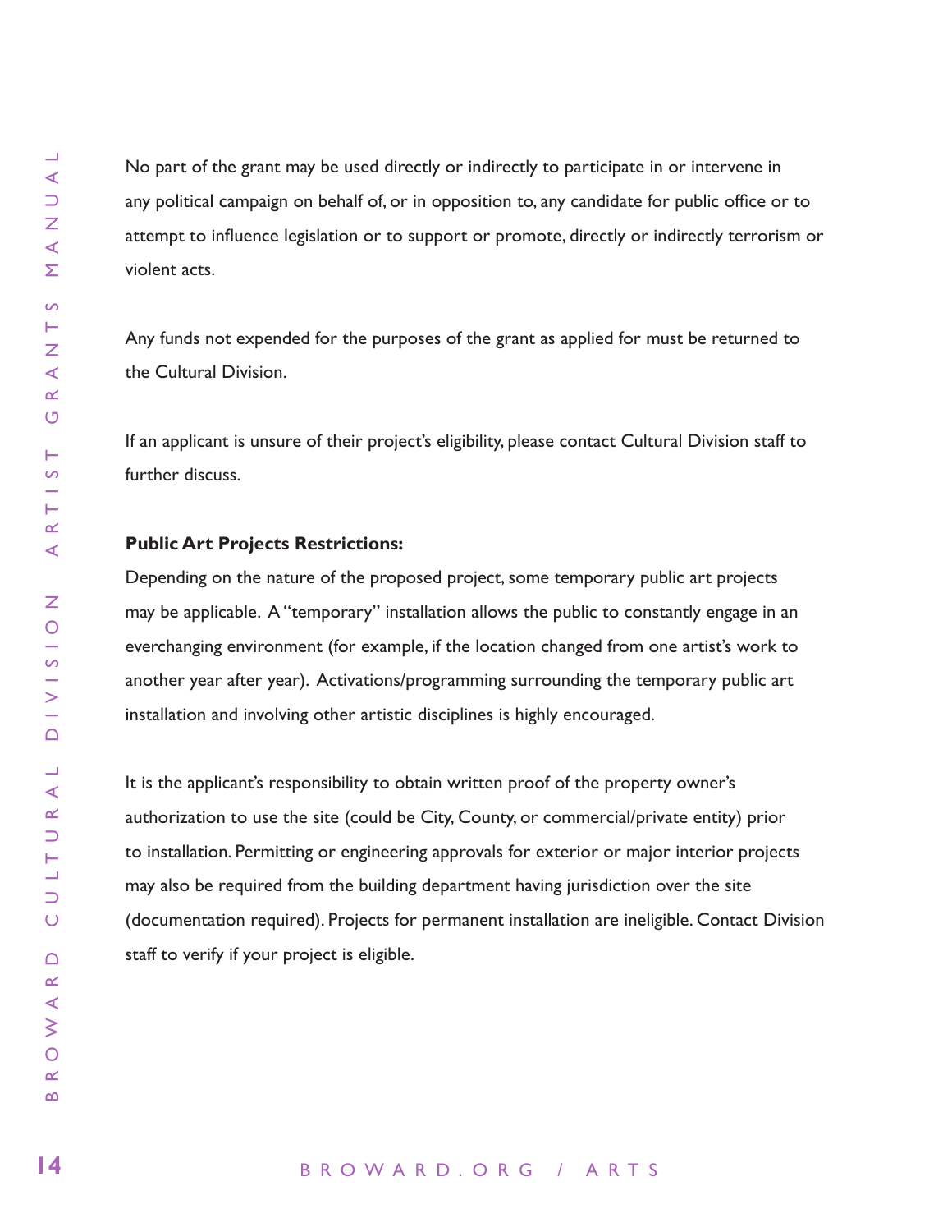No part of the grant may be used directly or indirectly to participate in or intervene in any political campaign on behalf of, or in opposition to, any candidate for public office or to attempt to influence legislation or to support or promote, directly or indirectly terrorism or violent acts.

Any funds not expended for the purposes of the grant as applied for must be returned to the Cultural Division.

If an applicant is unsure of their project's eligibility, please contact Cultural Division staff to further discuss.

**Public Art Projects Restrictions:**

Depending on the nature of the proposed project, some temporary public art projects may be applicable. A "temporary" installation allows the public to constantly engage in an everchanging environment (for example, if the location changed from one artist's work to another year after year). Activations/programming surrounding the temporary public art installation and involving other artistic disciplines is highly encouraged.

It is the applicant's responsibility to obtain written proof of the property owner's authorization to use the site (could be City, County, or commercial/private entity) prior to installation. Permitting or engineering approvals for exterior or major interior projects may also be required from the building department having jurisdiction over the site (documentation required). Projects for permanent installation are ineligible. Contact Division staff to verify if your project is eligible.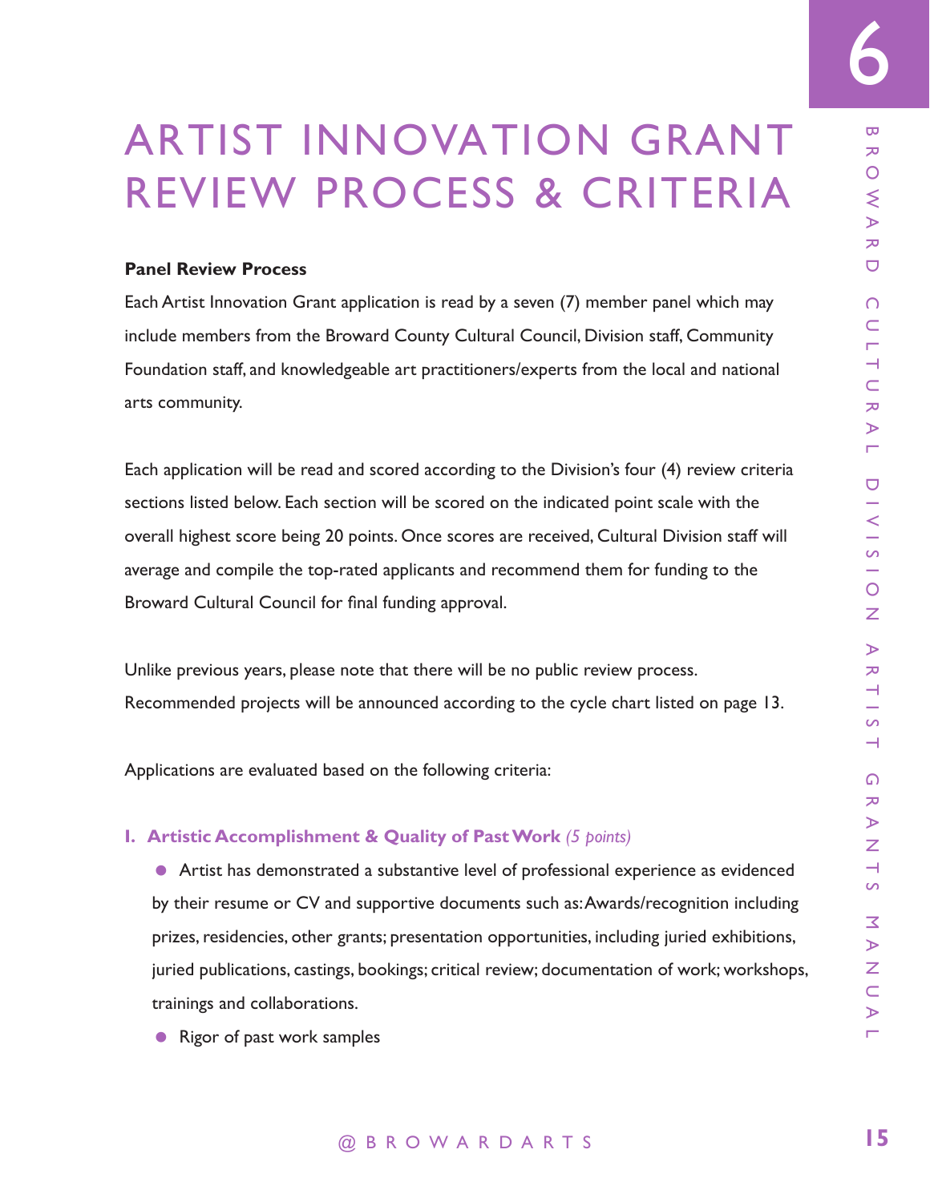# ARTIST INNOVATION GRANT REVIEW PROCESS & CRITERIA

**Panel Review Process**

Each Artist Innovation Grant application is read by a seven (7) member panel which may include members from the Broward County Cultural Council, Division staff, Community Foundation staff, and knowledgeable art practitioners/experts from the local and national arts community.

Each application will be read and scored according to the Division's four (4) review criteria sections listed below. Each section will be scored on the indicated point scale with the overall highest score being 20 points. Once scores are received, Cultural Division staff will average and compile the top-rated applicants and recommend them for funding to the Broward Cultural Council for final funding approval.

Unlike previous years, please note that there will be no public review process. Recommended projects will be announced according to the cycle chart listed on page 13.

Applications are evaluated based on the following criteria:

### I. Artistic Accomplishment & Quality of Past Work *(5 points)*

- Artist has demonstrated a substantive level of professional experience as evidenced by their resume or CV and supportive documents such as: Awards/recognition including prizes, residencies, other grants; presentation opportunities, including juried exhibitions, juried publications, castings, bookings; critical review; documentation of work; workshops, trainings and collaborations.
- Rigor of past work samples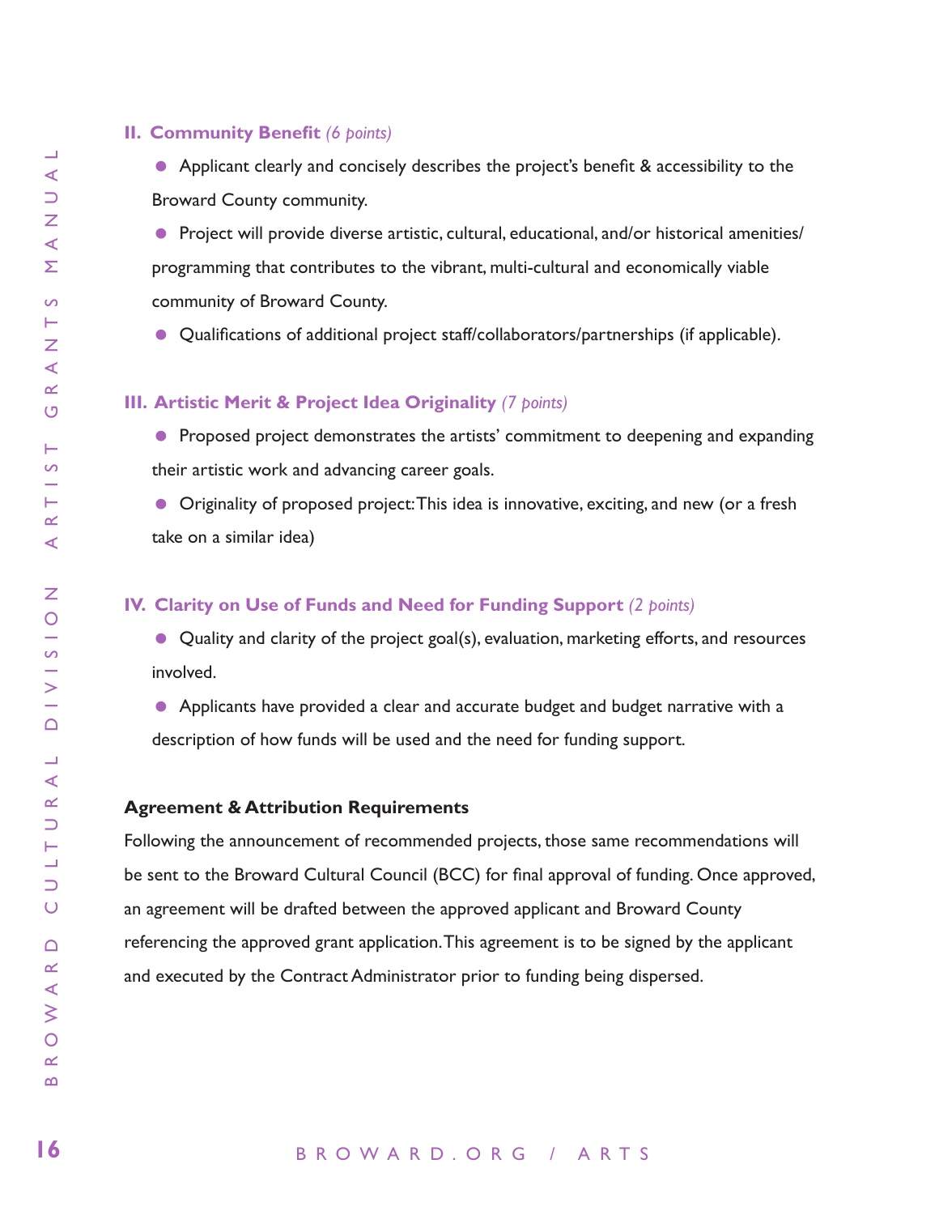### II. Community Benefit *(6 points)*

- Applicant clearly and concisely describes the project's benefit & accessibility to the Broward County community.
- Project will provide diverse artistic, cultural, educational, and/or historical amenities/programming that contributes to the vibrant, multi-cultural and economically viable community of Broward County.
- Qualifications of additional project staff/collaborators/partnerships (if applicable).

### III. Artistic Merit & Project Idea Originality *(7 points)*

- Proposed project demonstrates the artists' commitment to deepening and expanding their artistic work and advancing career goals.
- Originality of proposed project: This idea is innovative, exciting, and new (or a fresh take on a similar idea)

### IV. Clarity on Use of Funds and Need for Funding Support *(2 points)*

- Quality and clarity of the project goal(s), evaluation, marketing efforts, and resources involved.
- Applicants have provided a clear and accurate budget and budget narrative with a description of how funds will be used and the need for funding support.

**Agreement & Attribution Requirements**

Following the announcement of recommended projects, those same recommendations will be sent to the Broward Cultural Council (BCC) for final approval of funding. Once approved, an agreement will be drafted between the approved applicant and Broward County referencing the approved grant application. This agreement is to be signed by the applicant and executed by the Contract Administrator prior to funding being dispersed.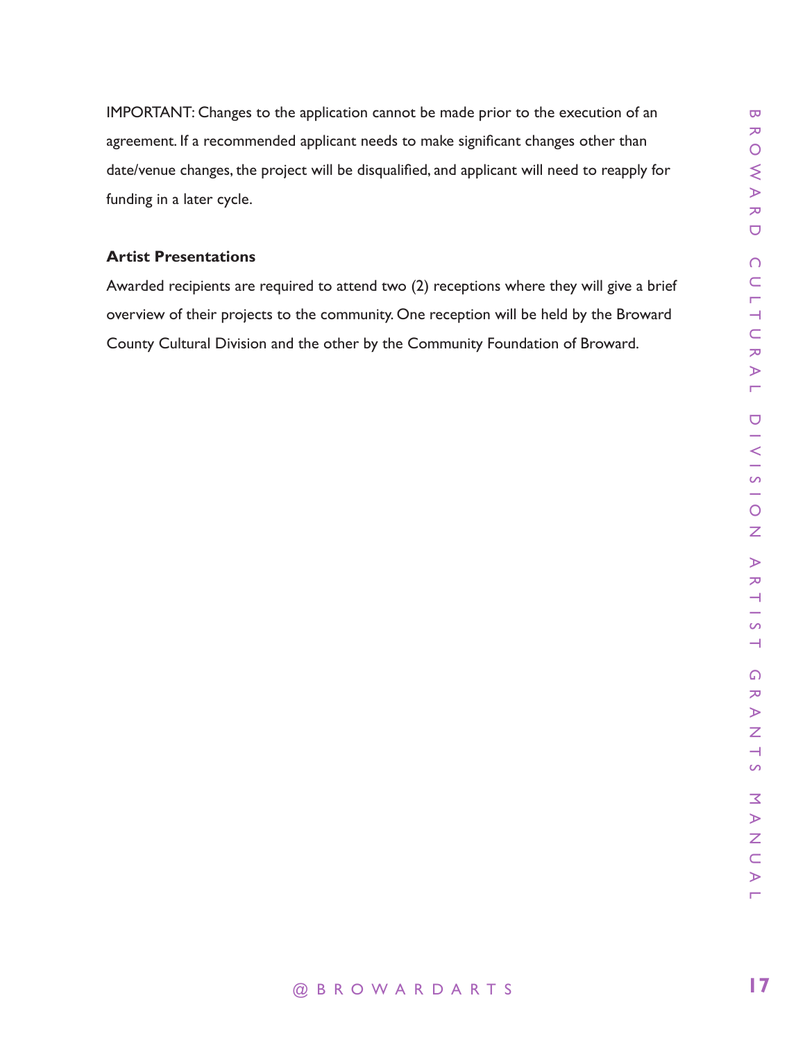IMPORTANT: Changes to the application cannot be made prior to the execution of an agreement. If a recommended applicant needs to make significant changes other than date/venue changes, the project will be disqualified, and applicant will need to reapply for funding in a later cycle.

**Artist Presentations**

Awarded recipients are required to attend two (2) receptions where they will give a brief overview of their projects to the community. One reception will be held by the Broward County Cultural Division and the other by the Community Foundation of Broward.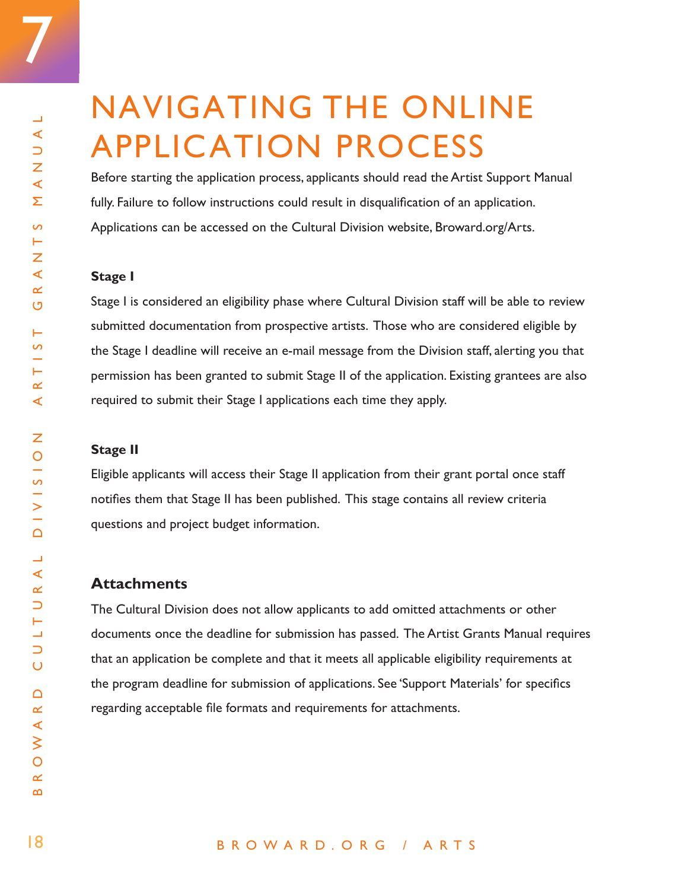# 7 NAVIGATING THE ONLINE APPLICATION PROCESS

Before starting the application process, applicants should read the Artist Support Manual fully. Failure to follow instructions could result in disqualification of an application. Applications can be accessed on the Cultural Division website, Broward.org/Arts.

**Stage I**

Stage I is considered an eligibility phase where Cultural Division staff will be able to review submitted documentation from prospective artists. Those who are considered eligible by the Stage I deadline will receive an e-mail message from the Division staff, alerting you that permission has been granted to submit Stage II of the application. Existing grantees are also required to submit their Stage I applications each time they apply.

**Stage II**

Eligible applicants will access their Stage II application from their grant portal once staff notifies them that Stage II has been published. This stage contains all review criteria questions and project budget information.

## Attachments

The Cultural Division does not allow applicants to add omitted attachments or other documents once the deadline for submission has passed. The Artist Grants Manual requires that an application be complete and that it meets all applicable eligibility requirements at the program deadline for submission of applications. See 'Support Materials' for specifics regarding acceptable file formats and requirements for attachments.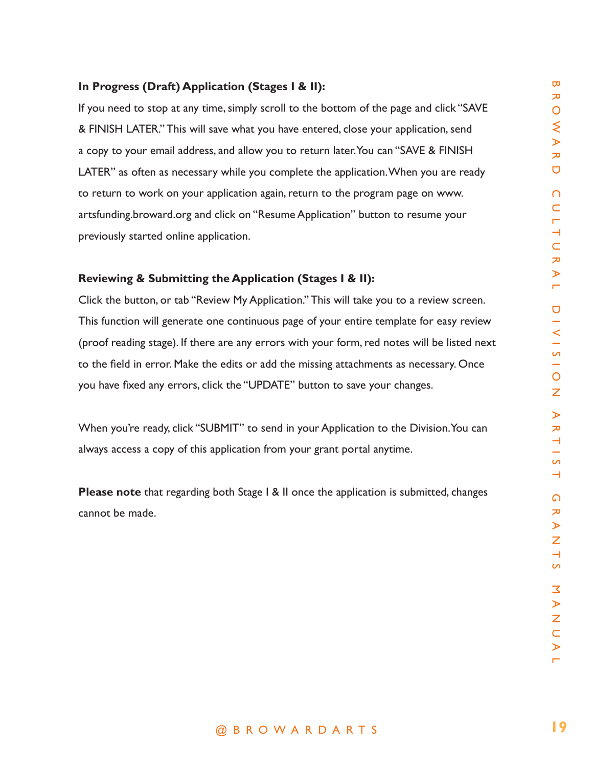**In Progress (Draft) Application (Stages I & II):**

If you need to stop at any time, simply scroll to the bottom of the page and click "SAVE & FINISH LATER." This will save what you have entered, close your application, send a copy to your email address, and allow you to return later. You can "SAVE & FINISH LATER" as often as necessary while you complete the application. When you are ready to return to work on your application again, return to the program page on www.artsfunding.broward.org and click on "Resume Application" button to resume your previously started online application.

**Reviewing & Submitting the Application (Stages I & II):**

Click the button, or tab "Review My Application." This will take you to a review screen. This function will generate one continuous page of your entire template for easy review (proof reading stage). If there are any errors with your form, red notes will be listed next to the field in error. Make the edits or add the missing attachments as necessary. Once you have fixed any errors, click the "UPDATE" button to save your changes.

When you're ready, click "SUBMIT" to send in your Application to the Division. You can always access a copy of this application from your grant portal anytime.

**Please note** that regarding both Stage I & II once the application is submitted, changes cannot be made.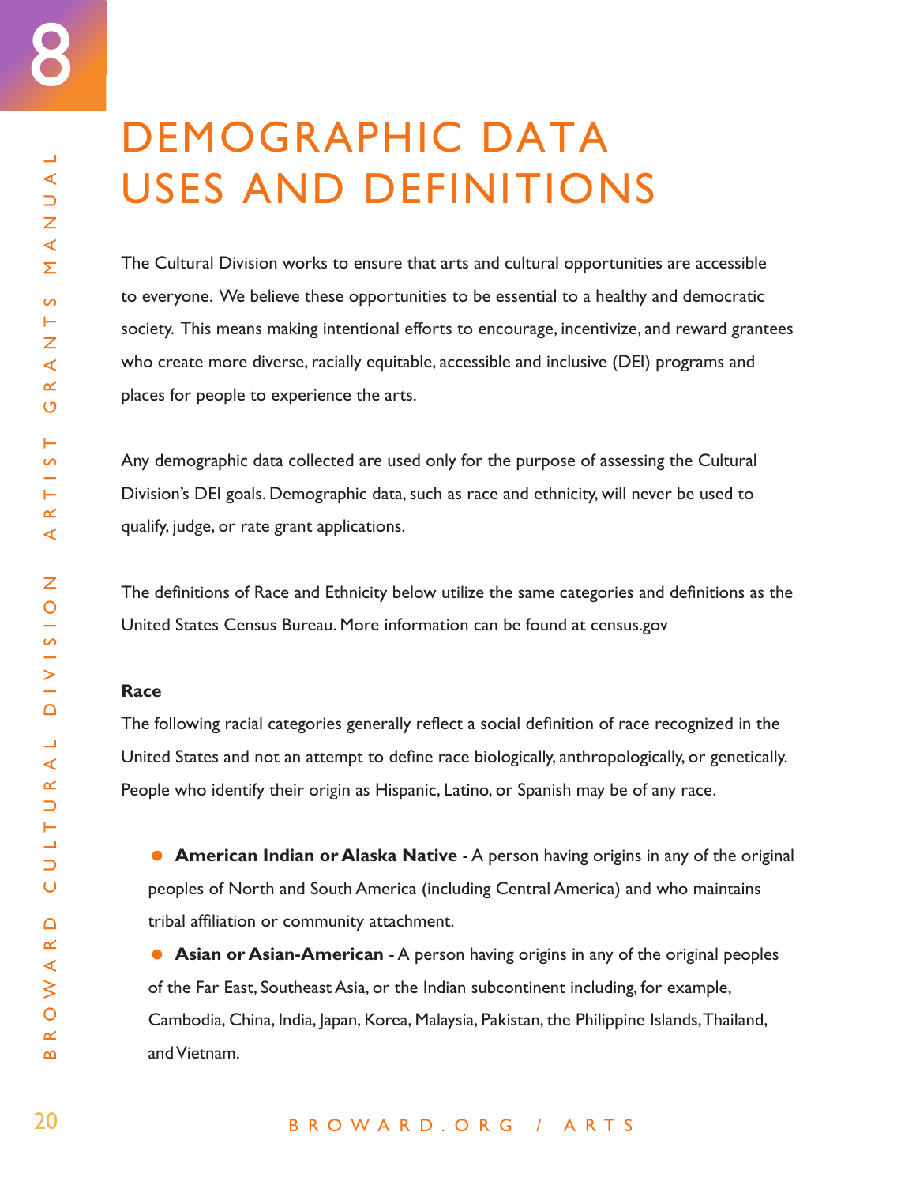# DEMOGRAPHIC DATA USES AND DEFINITIONS

The Cultural Division works to ensure that arts and cultural opportunities are accessible to everyone. We believe these opportunities to be essential to a healthy and democratic society. This means making intentional efforts to encourage, incentivize, and reward grantees who create more diverse, racially equitable, accessible and inclusive (DEI) programs and places for people to experience the arts.

Any demographic data collected are used only for the purpose of assessing the Cultural Division's DEI goals. Demographic data, such as race and ethnicity, will never be used to qualify, judge, or rate grant applications.

The definitions of Race and Ethnicity below utilize the same categories and definitions as the United States Census Bureau. More information can be found at census.gov

**Race**

The following racial categories generally reflect a social definition of race recognized in the United States and not an attempt to define race biologically, anthropologically, or genetically. People who identify their origin as Hispanic, Latino, or Spanish may be of any race.

- **American Indian or Alaska Native** - A person having origins in any of the original peoples of North and South America (including Central America) and who maintains tribal affiliation or community attachment.
- **Asian or Asian-American** - A person having origins in any of the original peoples of the Far East, Southeast Asia, or the Indian subcontinent including, for example, Cambodia, China, India, Japan, Korea, Malaysia, Pakistan, the Philippine Islands, Thailand, and Vietnam.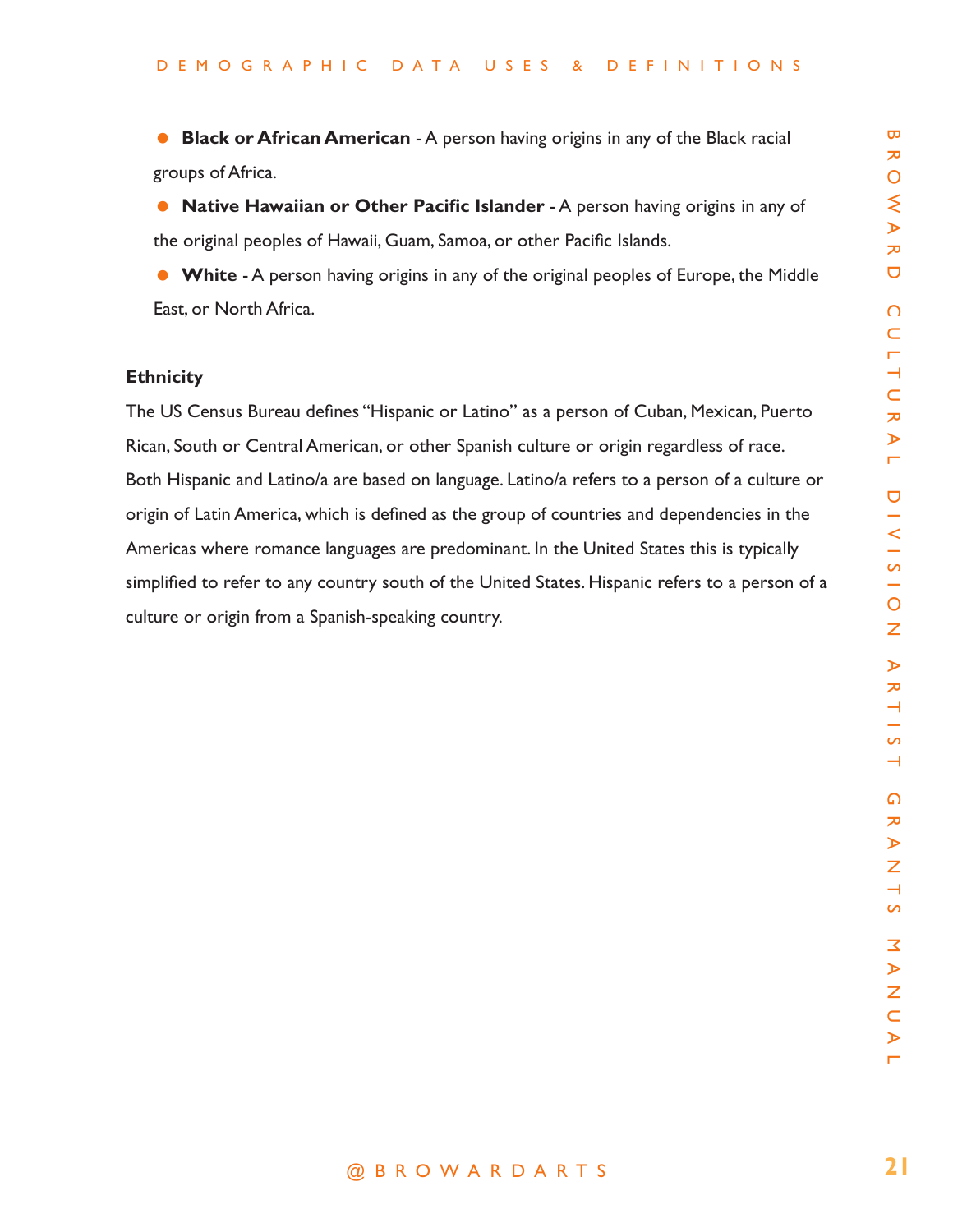- **Black or African American** - A person having origins in any of the Black racial groups of Africa.
- **Native Hawaiian or Other Pacific Islander** - A person having origins in any of the original peoples of Hawaii, Guam, Samoa, or other Pacific Islands.
- **White** - A person having origins in any of the original peoples of Europe, the Middle East, or North Africa.

### Ethnicity

The US Census Bureau defines "Hispanic or Latino" as a person of Cuban, Mexican, Puerto Rican, South or Central American, or other Spanish culture or origin regardless of race. Both Hispanic and Latino/a are based on language. Latino/a refers to a person of a culture or origin of Latin America, which is defined as the group of countries and dependencies in the Americas where romance languages are predominant. In the United States this is typically simplified to refer to any country south of the United States. Hispanic refers to a person of a culture or origin from a Spanish-speaking country.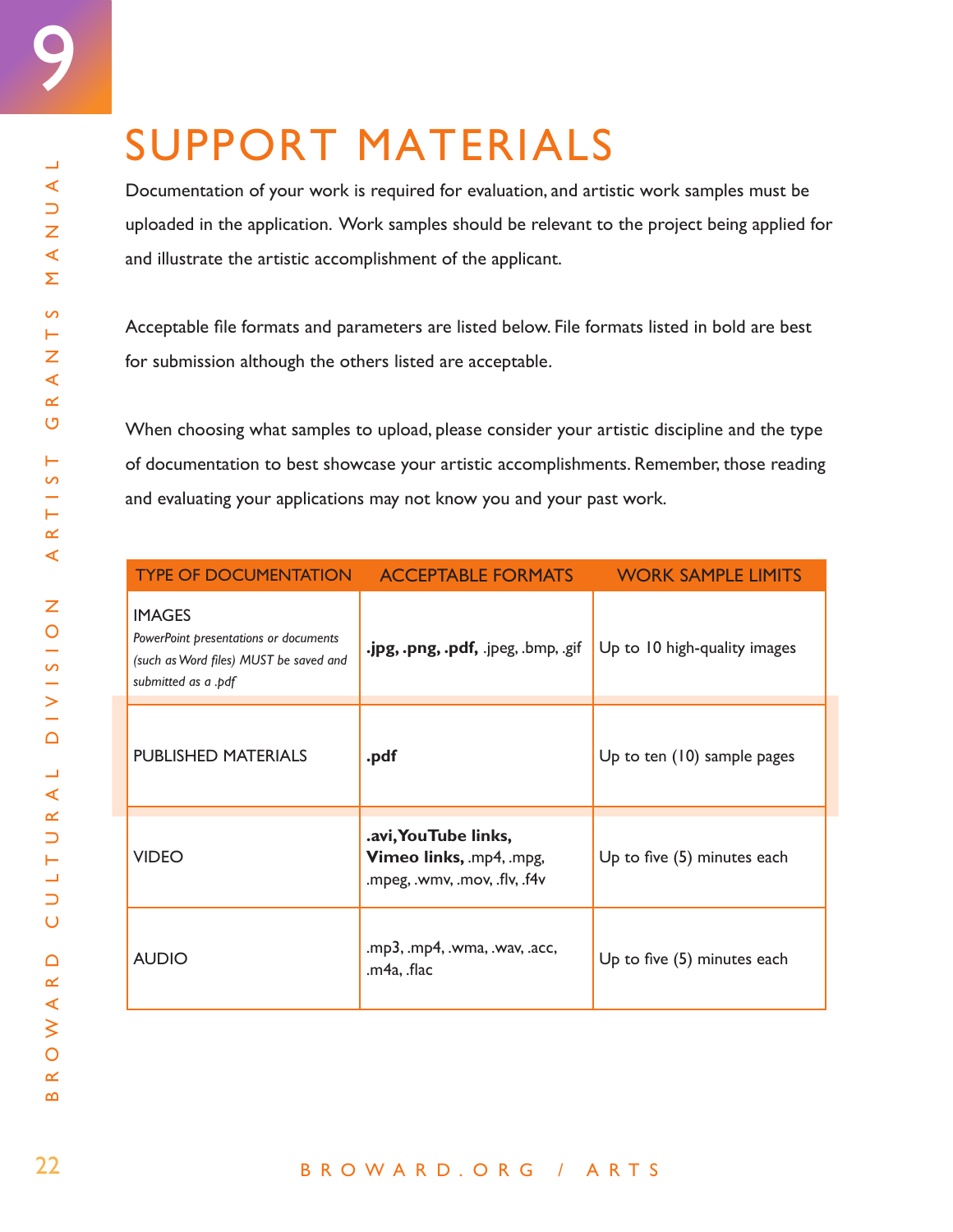# SUPPORT MATERIALS

Documentation of your work is required for evaluation, and artistic work samples must be uploaded in the application. Work samples should be relevant to the project being applied for and illustrate the artistic accomplishment of the applicant.

Acceptable file formats and parameters are listed below. File formats listed in bold are best for submission although the others listed are acceptable.

When choosing what samples to upload, please consider your artistic discipline and the type of documentation to best showcase your artistic accomplishments. Remember, those reading and evaluating your applications may not know you and your past work.

| TYPE OF DOCUMENTATION | ACCEPTABLE FORMATS | WORK SAMPLE LIMITS |
|---|---|---|
| IMAGES<br>*PowerPoint presentations or documents (such as Word files) MUST be saved and submitted as a .pdf* | **.jpg, .png, .pdf,** .jpeg, .bmp, .gif | Up to 10 high-quality images |
| PUBLISHED MATERIALS | **.pdf** | Up to ten (10) sample pages |
| VIDEO | **.avi, YouTube links, Vimeo links,** .mp4, .mpg, .mpeg, .wmv, .mov, .flv, .f4v | Up to five (5) minutes each |
| AUDIO | .mp3, .mp4, .wma, .wav, .acc, .m4a, .flac | Up to five (5) minutes each |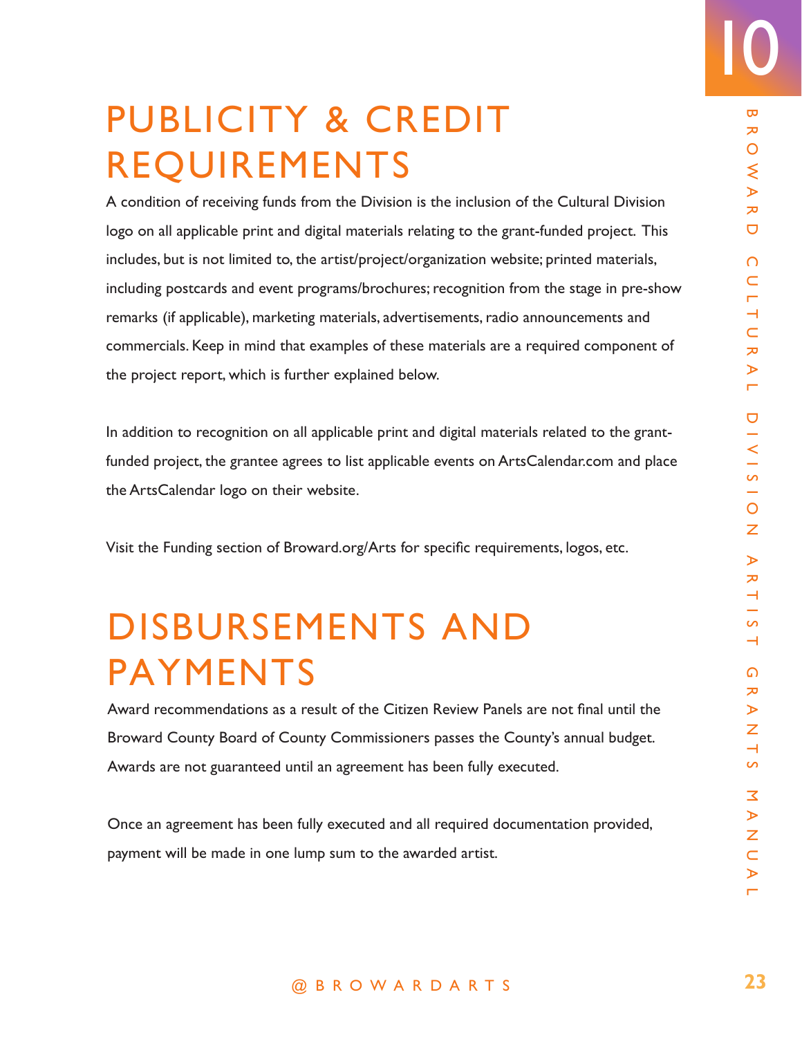# PUBLICITY & CREDIT REQUIREMENTS

A condition of receiving funds from the Division is the inclusion of the Cultural Division logo on all applicable print and digital materials relating to the grant-funded project. This includes, but is not limited to, the artist/project/organization website; printed materials, including postcards and event programs/brochures; recognition from the stage in pre-show remarks (if applicable), marketing materials, advertisements, radio announcements and commercials. Keep in mind that examples of these materials are a required component of the project report, which is further explained below.

In addition to recognition on all applicable print and digital materials related to the grant-funded project, the grantee agrees to list applicable events on ArtsCalendar.com and place the ArtsCalendar logo on their website.

Visit the Funding section of Broward.org/Arts for specific requirements, logos, etc.

# DISBURSEMENTS AND PAYMENTS

Award recommendations as a result of the Citizen Review Panels are not final until the Broward County Board of County Commissioners passes the County's annual budget. Awards are not guaranteed until an agreement has been fully executed.

Once an agreement has been fully executed and all required documentation provided, payment will be made in one lump sum to the awarded artist.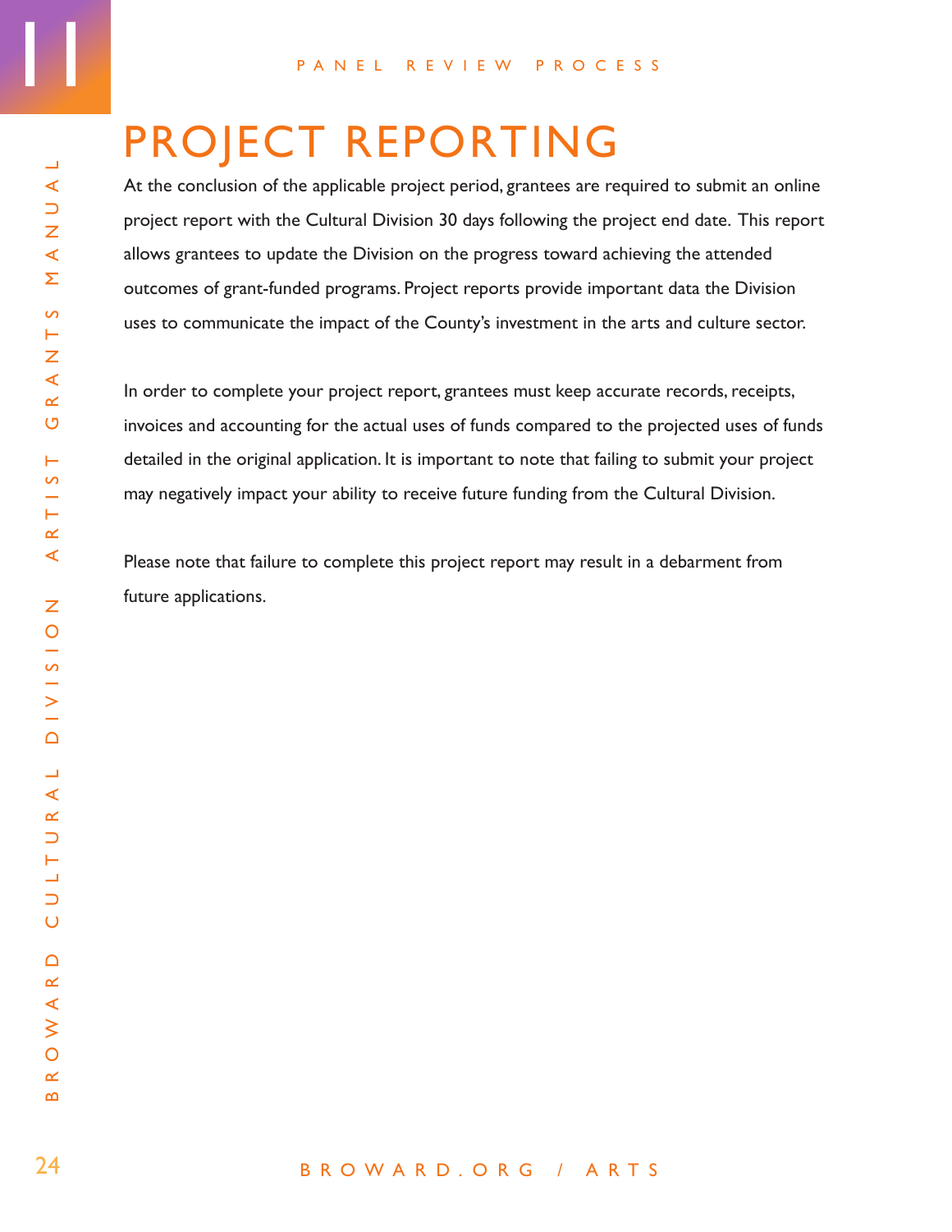# PROJECT REPORTING

At the conclusion of the applicable project period, grantees are required to submit an online project report with the Cultural Division 30 days following the project end date. This report allows grantees to update the Division on the progress toward achieving the attended outcomes of grant-funded programs. Project reports provide important data the Division uses to communicate the impact of the County's investment in the arts and culture sector.

In order to complete your project report, grantees must keep accurate records, receipts, invoices and accounting for the actual uses of funds compared to the projected uses of funds detailed in the original application. It is important to note that failing to submit your project may negatively impact your ability to receive future funding from the Cultural Division.

Please note that failure to complete this project report may result in a debarment from future applications.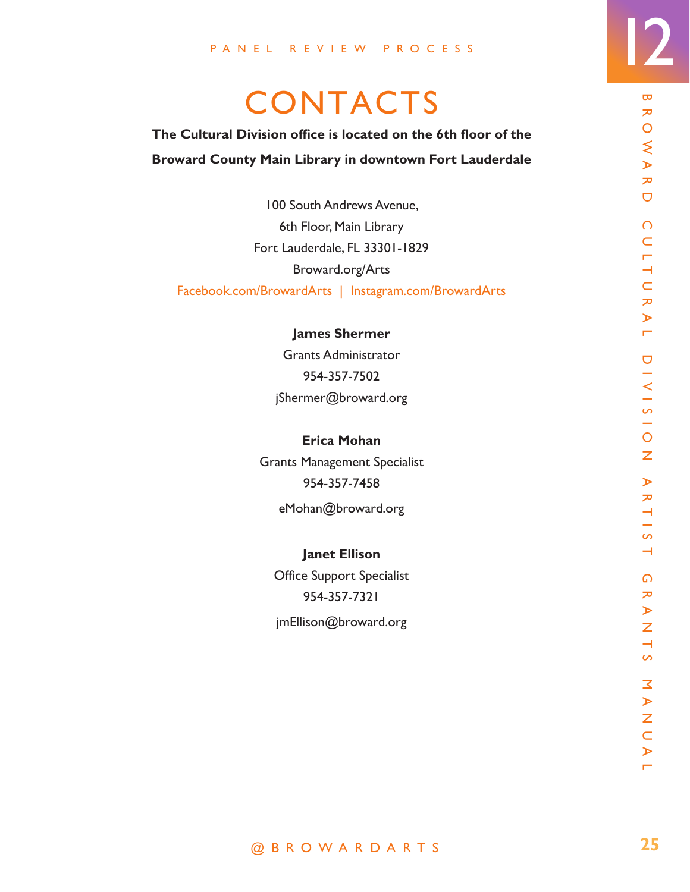# CONTACTS

**The Cultural Division office is located on the 6th floor of the Broward County Main Library in downtown Fort Lauderdale**

100 South Andrews Avenue,
6th Floor, Main Library
Fort Lauderdale, FL 33301-1829
Broward.org/Arts
Facebook.com/BrowardArts | Instagram.com/BrowardArts

**James Shermer**
Grants Administrator
954-357-7502
jShermer@broward.org

**Erica Mohan**
Grants Management Specialist
954-357-7458
eMohan@broward.org

**Janet Ellison**
Office Support Specialist
954-357-7321
jmEllison@broward.org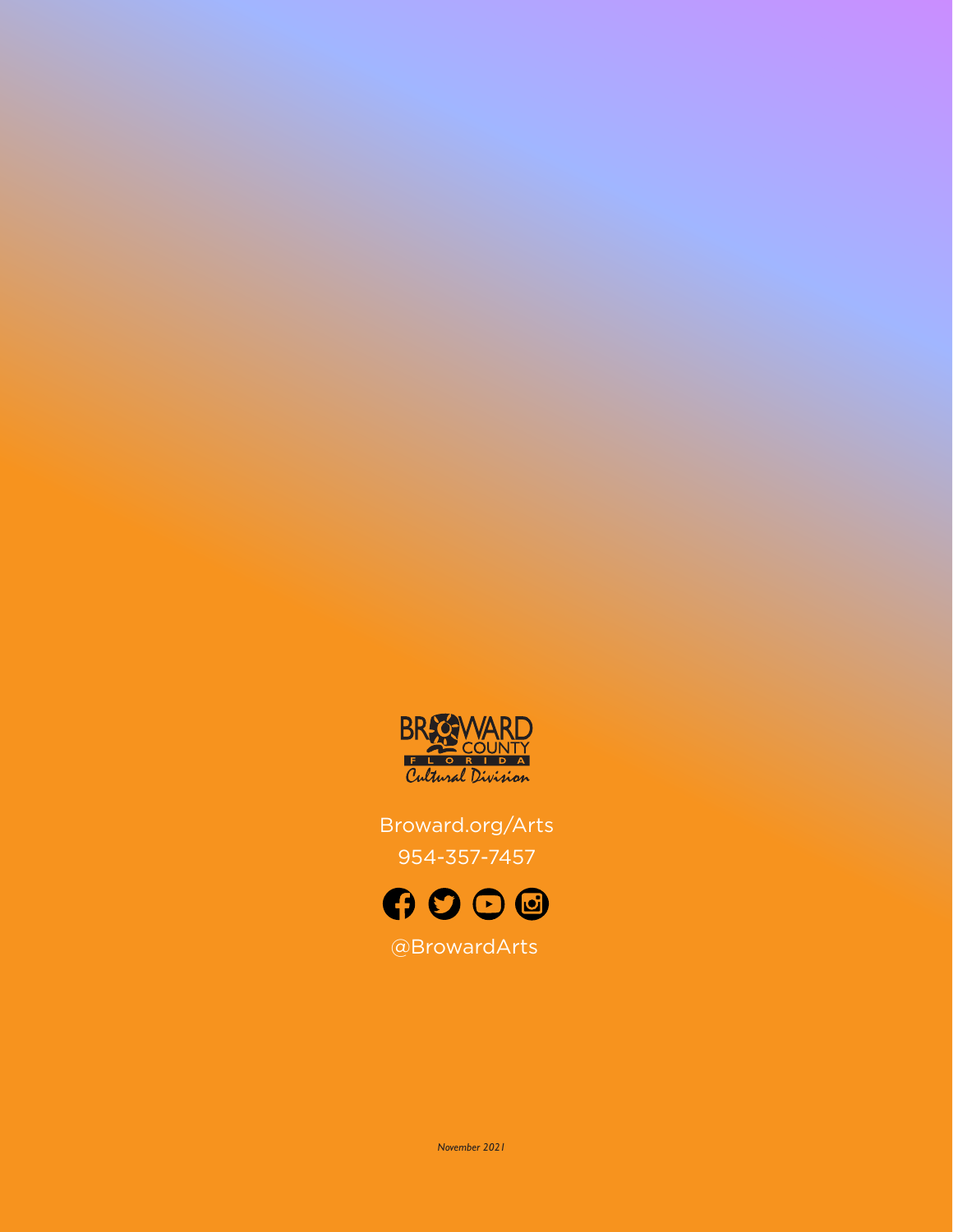BROWARD COUNTY FLORIDA Cultural Division

Broward.org/Arts

954-357-7457

@BrowardArts

*November 2021*